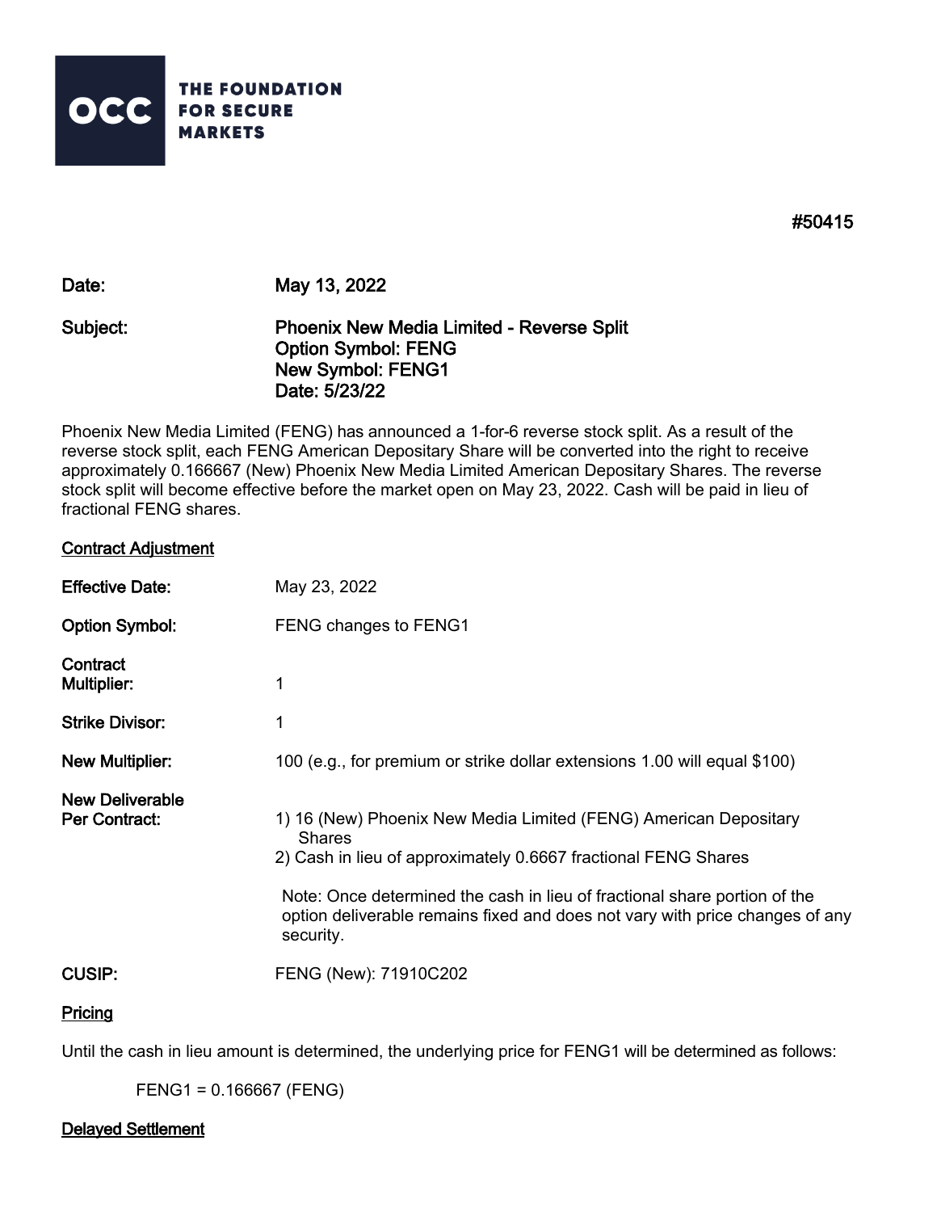**OCC** THE FOUNDATION FOR SECURE MARKETS

**#50415**

| | |
|---|---|
| **Date:** | **May 13, 2022** |
| **Subject:** | **Phoenix New Media Limited - Reverse Split**<br>**Option Symbol: FENG**<br>**New Symbol: FENG1**<br>**Date: 5/23/22** |

Phoenix New Media Limited (FENG) has announced a 1-for-6 reverse stock split. As a result of the reverse stock split, each FENG American Depositary Share will be converted into the right to receive approximately 0.166667 (New) Phoenix New Media Limited American Depositary Shares. The reverse stock split will become effective before the market open on May 23, 2022. Cash will be paid in lieu of fractional FENG shares.

## Contract Adjustment

**Effective Date:** May 23, 2022

**Option Symbol:** FENG changes to FENG1

**Contract Multiplier:** 1

**Strike Divisor:** 1

**New Multiplier:** 100 (e.g., for premium or strike dollar extensions 1.00 will equal $100)

**New Deliverable Per Contract:**

1) 16 (New) Phoenix New Media Limited (FENG) American Depositary Shares
2) Cash in lieu of approximately 0.6667 fractional FENG Shares

Note: Once determined the cash in lieu of fractional share portion of the option deliverable remains fixed and does not vary with price changes of any security.

**CUSIP:** FENG (New): 71910C202

## Pricing

Until the cash in lieu amount is determined, the underlying price for FENG1 will be determined as follows:

FENG1 = 0.166667 (FENG)

## Delayed Settlement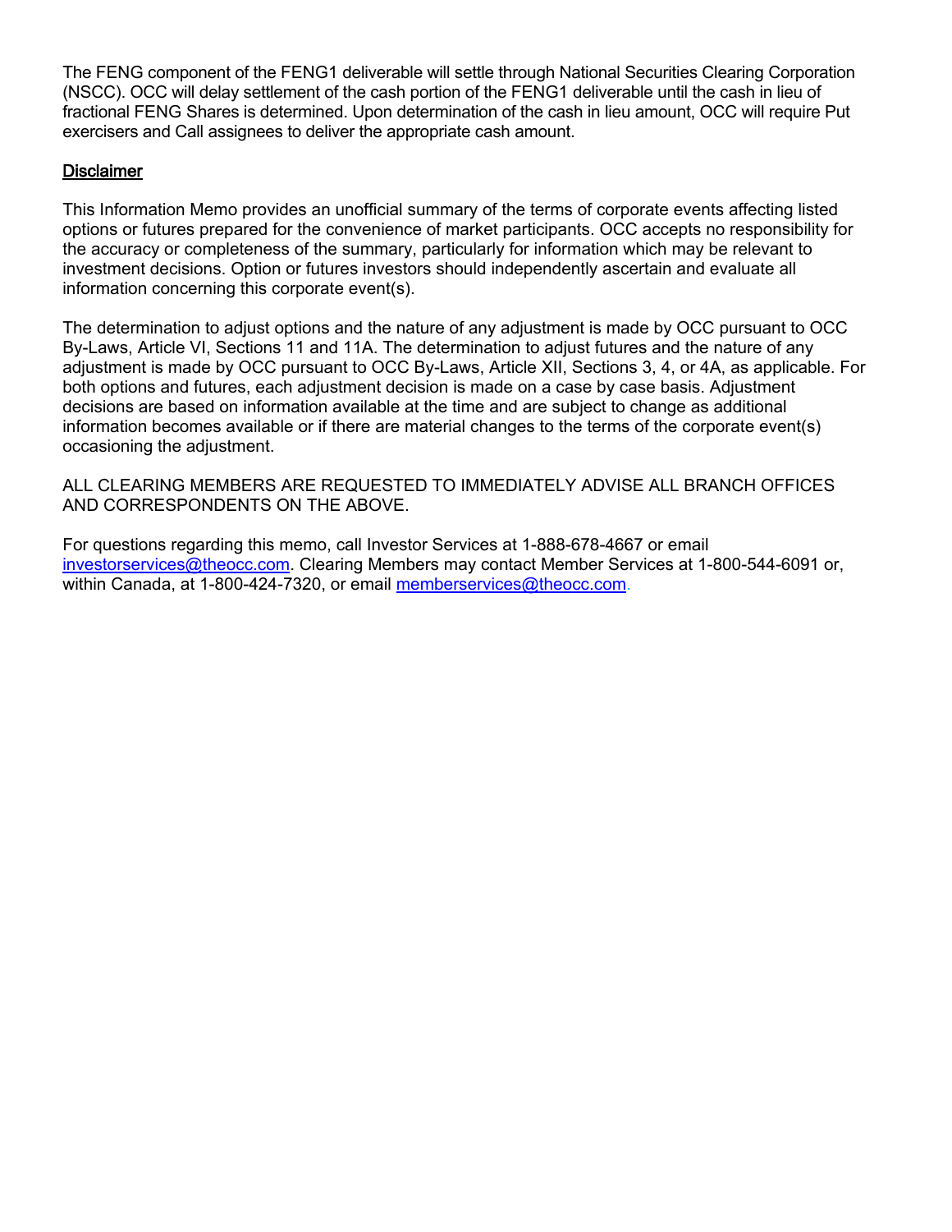The FENG component of the FENG1 deliverable will settle through National Securities Clearing Corporation (NSCC). OCC will delay settlement of the cash portion of the FENG1 deliverable until the cash in lieu of fractional FENG Shares is determined. Upon determination of the cash in lieu amount, OCC will require Put exercisers and Call assignees to deliver the appropriate cash amount.

## Disclaimer

This Information Memo provides an unofficial summary of the terms of corporate events affecting listed options or futures prepared for the convenience of market participants. OCC accepts no responsibility for the accuracy or completeness of the summary, particularly for information which may be relevant to investment decisions. Option or futures investors should independently ascertain and evaluate all information concerning this corporate event(s).

The determination to adjust options and the nature of any adjustment is made by OCC pursuant to OCC By-Laws, Article VI, Sections 11 and 11A. The determination to adjust futures and the nature of any adjustment is made by OCC pursuant to OCC By-Laws, Article XII, Sections 3, 4, or 4A, as applicable. For both options and futures, each adjustment decision is made on a case by case basis. Adjustment decisions are based on information available at the time and are subject to change as additional information becomes available or if there are material changes to the terms of the corporate event(s) occasioning the adjustment.

ALL CLEARING MEMBERS ARE REQUESTED TO IMMEDIATELY ADVISE ALL BRANCH OFFICES AND CORRESPONDENTS ON THE ABOVE.

For questions regarding this memo, call Investor Services at 1-888-678-4667 or email investorservices@theocc.com. Clearing Members may contact Member Services at 1-800-544-6091 or, within Canada, at 1-800-424-7320, or email memberservices@theocc.com.